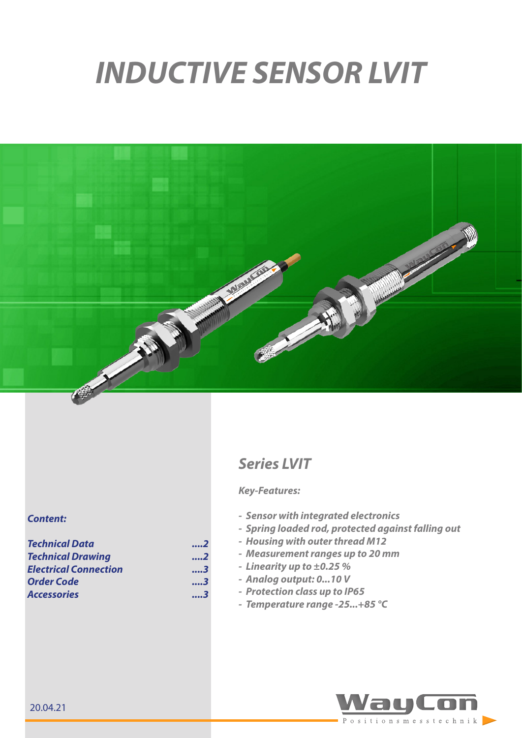# INDUCTIVE SENSOR LVIT

## Series LVIT

***Key-Features:***

- *Sensor with integrated electronics*
- *Spring loaded rod, protected against falling out*
- *Housing with outer thread M12*
- *Measurement ranges up to 20 mm*
- *Linearity up to ±0.25 %*
- *Analog output: 0...10 V*
- *Protection class up to IP65*
- *Temperature range -25...+85 °C*

***Content:***

| | |
|---|---|
| *Technical Data* | *....2* |
| *Technical Drawing* | *....2* |
| *Electrical Connection* | *....3* |
| *Order Code* | *....3* |
| *Accessories* | *....3* |

20.04.21

WayCon Positionsmesstechnik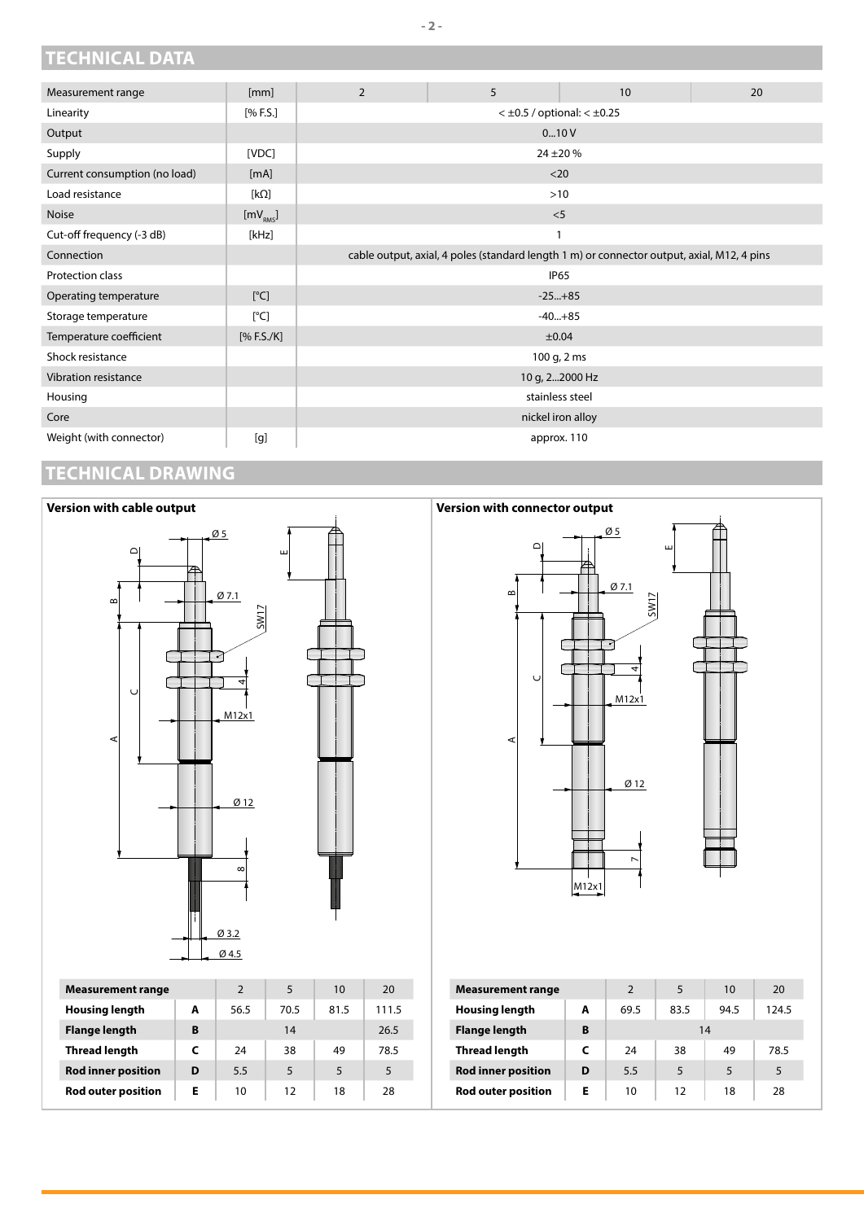## TECHNICAL DATA

| Measurement range | [mm] | 2 | 5 | 10 | 20 |
|---|---|---|---|---|---|
| Linearity | [% F.S.] | < ±0.5 / optional: < ±0.25 | | | |
| Output | | 0...10 V | | | |
| Supply | [VDC] | 24 ±20 % | | | |
| Current consumption (no load) | [mA] | <20 | | | |
| Load resistance | [kΩ] | >10 | | | |
| Noise | [$mV_{RMS}$] | <5 | | | |
| Cut-off frequency (-3 dB) | [kHz] | 1 | | | |
| Connection | | cable output, axial, 4 poles (standard length 1 m) or connector output, axial, M12, 4 pins | | | |
| Protection class | | IP65 | | | |
| Operating temperature | [°C] | -25...+85 | | | |
| Storage temperature | [°C] | -40...+85 | | | |
| Temperature coefficient | [% F.S./K] | ±0.04 | | | |
| Shock resistance | | 100 g, 2 ms | | | |
| Vibration resistance | | 10 g, 2...2000 Hz | | | |
| Housing | | stainless steel | | | |
| Core | | nickel iron alloy | | | |
| Weight (with connector) | [g] | approx. 110 | | | |

## TECHNICAL DRAWING

### Version with cable output

| Measurement range | | 2 | 5 | 10 | 20 |
|---|---|---|---|---|---|
| **Housing length** | **A** | 56.5 | 70.5 | 81.5 | 111.5 |
| **Flange length** | **B** | 14 | | | 26.5 |
| **Thread length** | **C** | 24 | 38 | 49 | 78.5 |
| **Rod inner position** | **D** | 5.5 | 5 | 5 | 5 |
| **Rod outer position** | **E** | 10 | 12 | 18 | 28 |

### Version with connector output

| Measurement range | | 2 | 5 | 10 | 20 |
|---|---|---|---|---|---|
| **Housing length** | **A** | 69.5 | 83.5 | 94.5 | 124.5 |
| **Flange length** | **B** | 14 | | | |
| **Thread length** | **C** | 24 | 38 | 49 | 78.5 |
| **Rod inner position** | **D** | 5.5 | 5 | 5 | 5 |
| **Rod outer position** | **E** | 10 | 12 | 18 | 28 |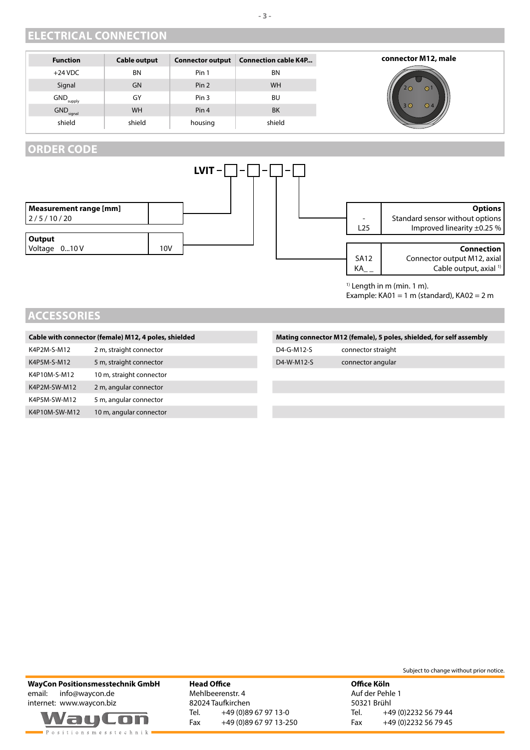## ELECTRICAL CONNECTION

| Function | Cable output | Connector output | Connection cable K4P... |
|---|---|---|---|
| +24 VDC | BN | Pin 1 | BN |
| Signal | GN | Pin 2 | WH |
| $GND_{supply}$ | GY | Pin 3 | BU |
| $GND_{signal}$ | WH | Pin 4 | BK |
| shield | shield | housing | shield |

**connector M12, male**

2 1
3 4

## ORDER CODE

**LVIT – □ – □ – □ – □**

| **Measurement range [mm]** | |
|---|---|
| 2 / 5 / 10 / 20 | |

| **Output** | |
|---|---|
| Voltage 0...10 V | 10V |

| | **Options** |
|---|---|
| - | Standard sensor without options |
| L25 | Improved linearity ±0.25 % |

| | **Connection** |
|---|---|
| SA12 | Connector output M12, axial |
| KA_ _ | Cable output, axial [1] |

[1] Length in m (min. 1 m).
Example: KA01 = 1 m (standard), KA02 = 2 m

## ACCESSORIES

| **Cable with connector (female) M12, 4 poles, shielded** | |
|---|---|
| K4P2M-S-M12 | 2 m, straight connector |
| K4P5M-S-M12 | 5 m, straight connector |
| K4P10M-S-M12 | 10 m, straight connector |
| K4P2M-SW-M12 | 2 m, angular connector |
| K4P5M-SW-M12 | 5 m, angular connector |
| K4P10M-SW-M12 | 10 m, angular connector |

| **Mating connector M12 (female), 5 poles, shielded, for self assembly** | |
|---|---|
| D4-G-M12-S | connector straight |
| D4-W-M12-S | connector angular |

Subject to change without prior notice.

**WayCon Positionsmesstechnik GmbH**
email: info@waycon.de
internet: www.waycon.biz

**Head Office**
Mehlbeerenstr. 4
82024 Taufkirchen
Tel. +49 (0)89 67 97 13-0
Fax +49 (0)89 67 97 13-250

**Office Köln**
Auf der Pehle 1
50321 Brühl
Tel. +49 (0)2232 56 79 44
Fax +49 (0)2232 56 79 45